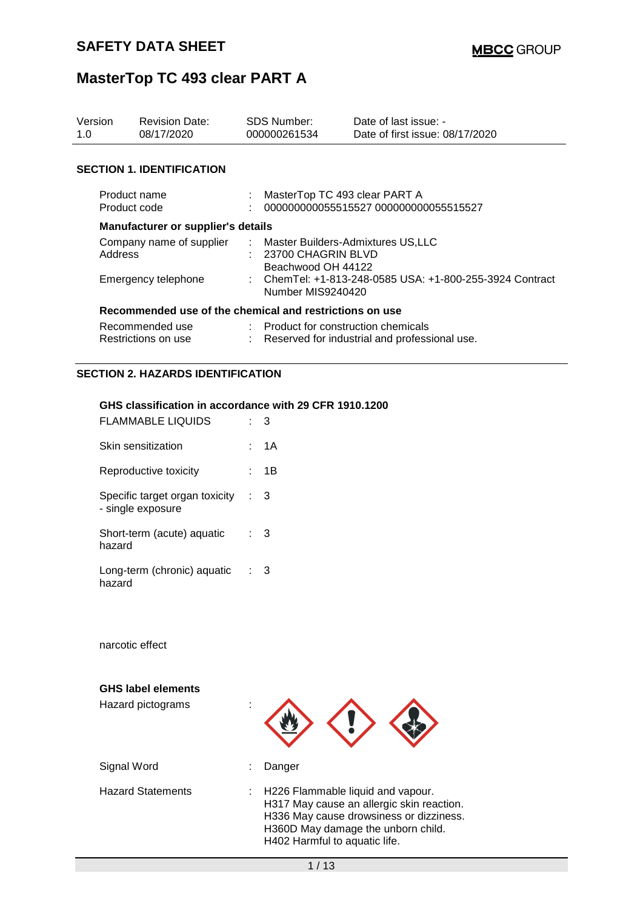# SAFETY DATA SHEET

**MBCC GROUP**

# MasterTop TC 493 clear PART A

| Version | Revision Date: | SDS Number: | Date of last issue: - |
|---|---|---|---|
| 1.0 | 08/17/2020 | 000000261534 | Date of first issue: 08/17/2020 |

## SECTION 1. IDENTIFICATION

| | | |
|---|---|---|
| Product name | : | MasterTop TC 493 clear PART A |
| Product code | : | 000000000055515527 000000000055515527 |

**Manufacturer or supplier's details**

| | | |
|---|---|---|
| Company name of supplier | : | Master Builders-Admixtures US,LLC |
| Address | : | 23700 CHAGRIN BLVD<br>Beachwood OH 44122 |
| Emergency telephone | : | ChemTel: +1-813-248-0585 USA: +1-800-255-3924 Contract Number MIS9240420 |

**Recommended use of the chemical and restrictions on use**

| | | |
|---|---|---|
| Recommended use | : | Product for construction chemicals |
| Restrictions on use | : | Reserved for industrial and professional use. |

## SECTION 2. HAZARDS IDENTIFICATION

**GHS classification in accordance with 29 CFR 1910.1200**

| | | |
|---|---|---|
| FLAMMABLE LIQUIDS | : | 3 |
| Skin sensitization | : | 1A |
| Reproductive toxicity | : | 1B |
| Specific target organ toxicity - single exposure | : | 3 |
| Short-term (acute) aquatic hazard | : | 3 |
| Long-term (chronic) aquatic hazard | : | 3 |

narcotic effect

**GHS label elements**

Hazard pictograms :

Signal Word : Danger

Hazard Statements :
H226 Flammable liquid and vapour.
H317 May cause an allergic skin reaction.
H336 May cause drowsiness or dizziness.
H360D May damage the unborn child.
H402 Harmful to aquatic life.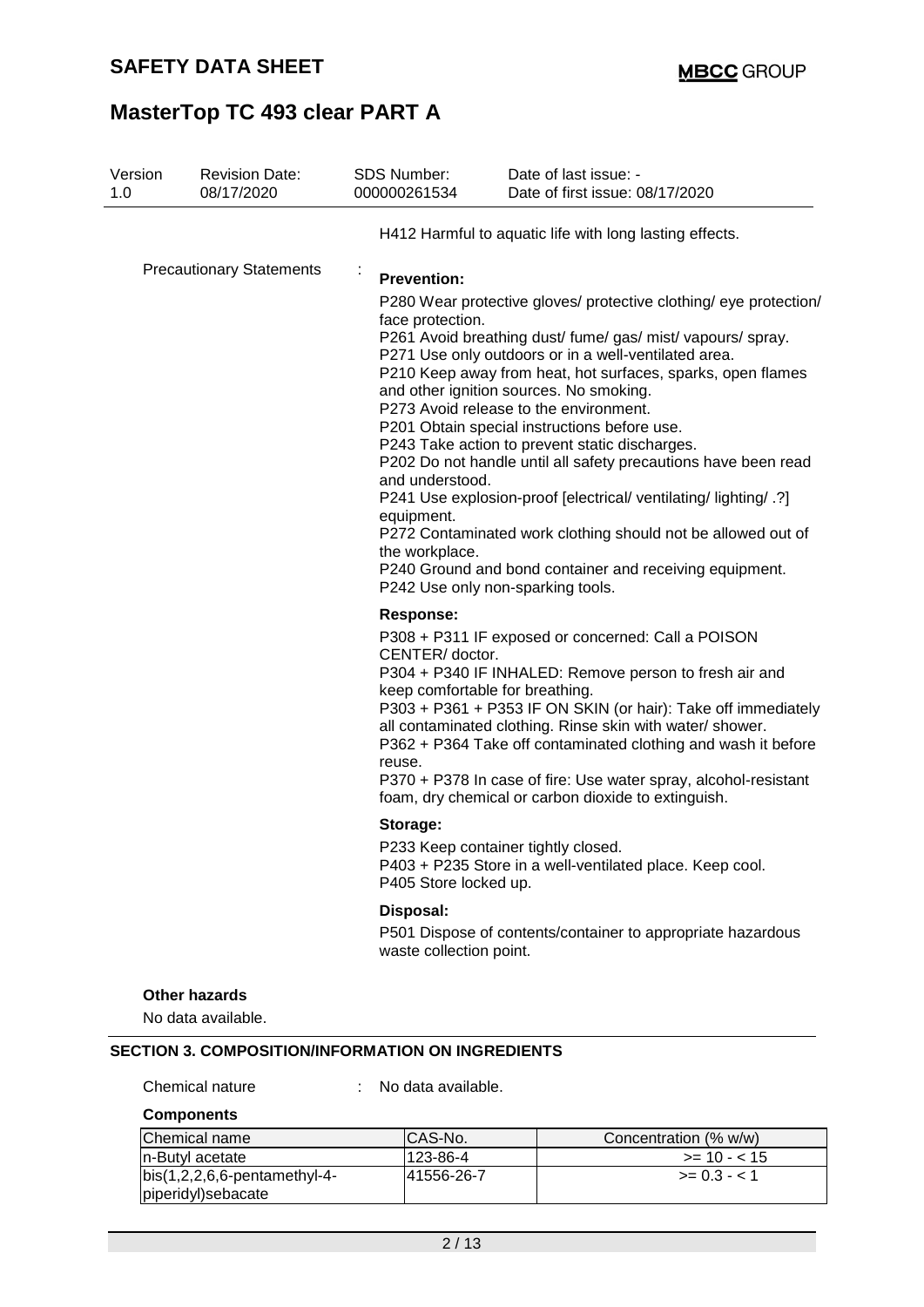H412 Harmful to aquatic life with long lasting effects.

Precautionary Statements :

**Prevention:**

P280 Wear protective gloves/ protective clothing/ eye protection/ face protection.
P261 Avoid breathing dust/ fume/ gas/ mist/ vapours/ spray.
P271 Use only outdoors or in a well-ventilated area.
P210 Keep away from heat, hot surfaces, sparks, open flames and other ignition sources. No smoking.
P273 Avoid release to the environment.
P201 Obtain special instructions before use.
P243 Take action to prevent static discharges.
P202 Do not handle until all safety precautions have been read and understood.
P241 Use explosion-proof [electrical/ ventilating/ lighting/ .?] equipment.
P272 Contaminated work clothing should not be allowed out of the workplace.
P240 Ground and bond container and receiving equipment.
P242 Use only non-sparking tools.

**Response:**

P308 + P311 IF exposed or concerned: Call a POISON CENTER/ doctor.
P304 + P340 IF INHALED: Remove person to fresh air and keep comfortable for breathing.
P303 + P361 + P353 IF ON SKIN (or hair): Take off immediately all contaminated clothing. Rinse skin with water/ shower.
P362 + P364 Take off contaminated clothing and wash it before reuse.
P370 + P378 In case of fire: Use water spray, alcohol-resistant foam, dry chemical or carbon dioxide to extinguish.

**Storage:**

P233 Keep container tightly closed.
P403 + P235 Store in a well-ventilated place. Keep cool.
P405 Store locked up.

**Disposal:**

P501 Dispose of contents/container to appropriate hazardous waste collection point.

**Other hazards**

No data available.

## SECTION 3. COMPOSITION/INFORMATION ON INGREDIENTS

Chemical nature : No data available.

**Components**

| Chemical name | CAS-No. | Concentration (% w/w) |
|---|---|---|
| n-Butyl acetate | 123-86-4 | >= 10 - < 15 |
| bis(1,2,2,6,6-pentamethyl-4-piperidyl)sebacate | 41556-26-7 | >= 0.3 - < 1 |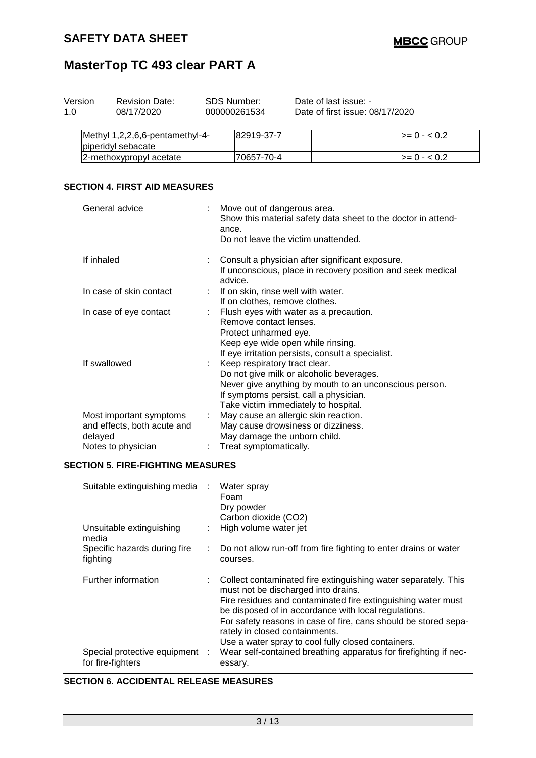| Methyl 1,2,2,6,6-pentamethyl-4-piperidyl sebacate | 82919-37-7 | >= 0 - < 0.2 |
|---|---|---|
| 2-methoxypropyl acetate | 70657-70-4 | >= 0 - < 0.2 |

## SECTION 4. FIRST AID MEASURES

General advice : Move out of dangerous area.
Show this material safety data sheet to the doctor in attendance.
Do not leave the victim unattended.

If inhaled : Consult a physician after significant exposure.
If unconscious, place in recovery position and seek medical advice.

In case of skin contact : If on skin, rinse well with water.
If on clothes, remove clothes.

In case of eye contact : Flush eyes with water as a precaution.
Remove contact lenses.
Protect unharmed eye.
Keep eye wide open while rinsing.
If eye irritation persists, consult a specialist.

If swallowed : Keep respiratory tract clear.
Do not give milk or alcoholic beverages.
Never give anything by mouth to an unconscious person.
If symptoms persist, call a physician.
Take victim immediately to hospital.

Most important symptoms and effects, both acute and delayed : May cause an allergic skin reaction.
May cause drowsiness or dizziness.
May damage the unborn child.

Notes to physician : Treat symptomatically.

## SECTION 5. FIRE-FIGHTING MEASURES

Suitable extinguishing media : Water spray
Foam
Dry powder
Carbon dioxide ($CO_2$)

Unsuitable extinguishing media : High volume water jet

Specific hazards during fire fighting : Do not allow run-off from fire fighting to enter drains or water courses.

Further information : Collect contaminated fire extinguishing water separately. This must not be discharged into drains.
Fire residues and contaminated fire extinguishing water must be disposed of in accordance with local regulations.
For safety reasons in case of fire, cans should be stored separately in closed containments.
Use a water spray to cool fully closed containers.

Special protective equipment for fire-fighters : Wear self-contained breathing apparatus for firefighting if necessary.

## SECTION 6. ACCIDENTAL RELEASE MEASURES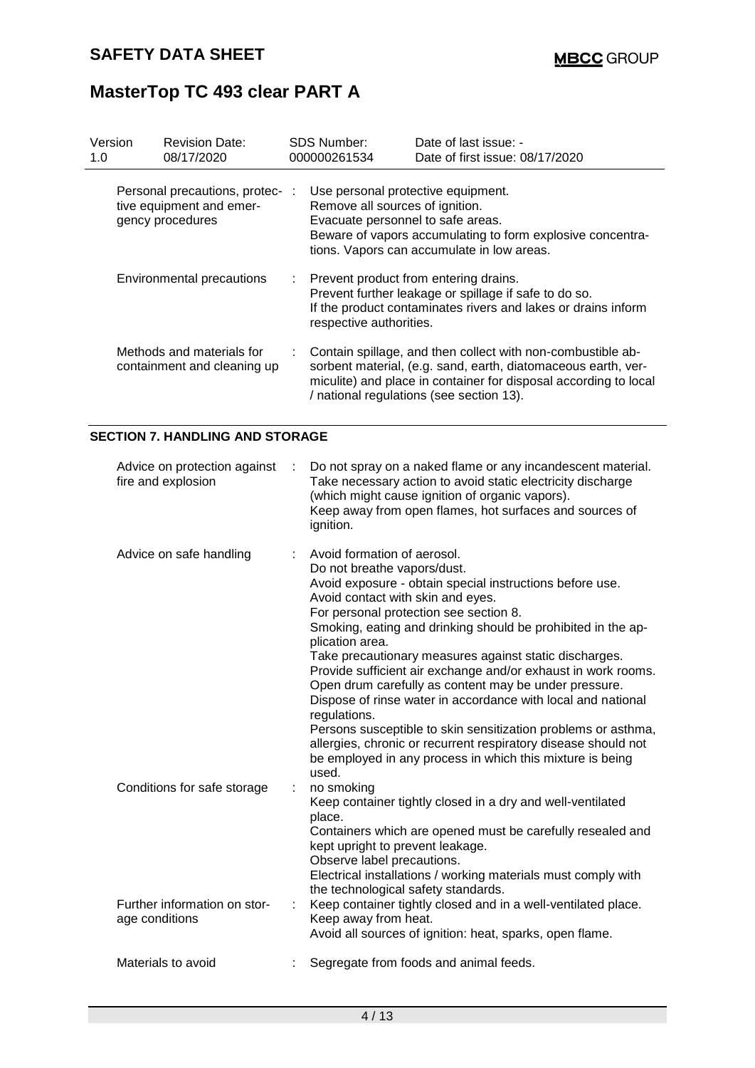| Personal precautions, protective equipment and emergency procedures | : | Use personal protective equipment. Remove all sources of ignition. Evacuate personnel to safe areas. Beware of vapors accumulating to form explosive concentrations. Vapors can accumulate in low areas. |
|---|---|---|
| Environmental precautions | : | Prevent product from entering drains. Prevent further leakage or spillage if safe to do so. If the product contaminates rivers and lakes or drains inform respective authorities. |
| Methods and materials for containment and cleaning up | : | Contain spillage, and then collect with non-combustible absorbent material, (e.g. sand, earth, diatomaceous earth, vermiculite) and place in container for disposal according to local / national regulations (see section 13). |

## SECTION 7. HANDLING AND STORAGE

| Advice on protection against fire and explosion | : | Do not spray on a naked flame or any incandescent material. Take necessary action to avoid static electricity discharge (which might cause ignition of organic vapors). Keep away from open flames, hot surfaces and sources of ignition. |
|---|---|---|
| Advice on safe handling | : | Avoid formation of aerosol. Do not breathe vapors/dust. Avoid exposure - obtain special instructions before use. Avoid contact with skin and eyes. For personal protection see section 8. Smoking, eating and drinking should be prohibited in the application area. Take precautionary measures against static discharges. Provide sufficient air exchange and/or exhaust in work rooms. Open drum carefully as content may be under pressure. Dispose of rinse water in accordance with local and national regulations. Persons susceptible to skin sensitization problems or asthma, allergies, chronic or recurrent respiratory disease should not be employed in any process in which this mixture is being used. |
| Conditions for safe storage | : | no smoking Keep container tightly closed in a dry and well-ventilated place. Containers which are opened must be carefully resealed and kept upright to prevent leakage. Observe label precautions. Electrical installations / working materials must comply with the technological safety standards. |
| Further information on storage conditions | : | Keep container tightly closed and in a well-ventilated place. Keep away from heat. Avoid all sources of ignition: heat, sparks, open flame. |
| Materials to avoid | : | Segregate from foods and animal feeds. |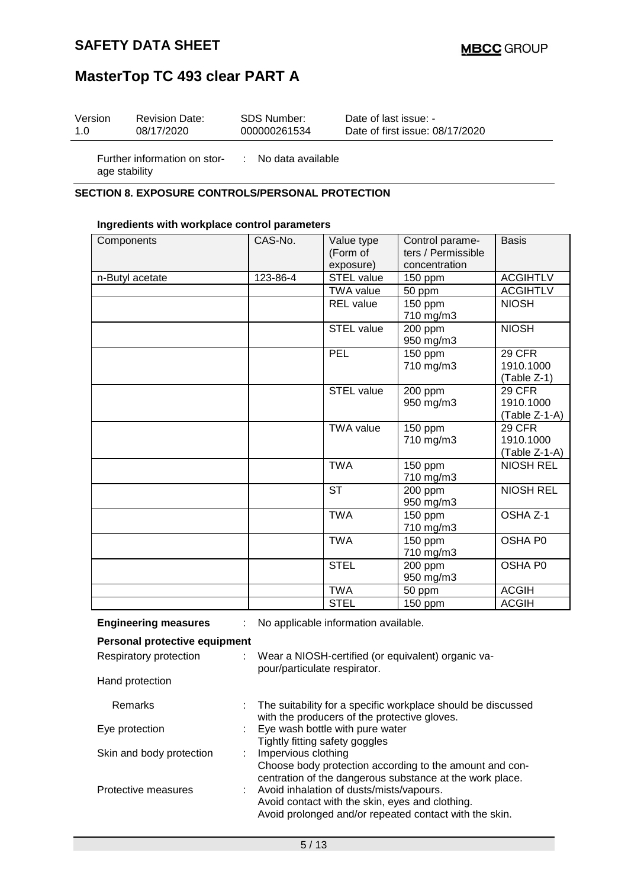Further information on storage stability : No data available

## SECTION 8. EXPOSURE CONTROLS/PERSONAL PROTECTION

### Ingredients with workplace control parameters

| Components | CAS-No. | Value type (Form of exposure) | Control parameters / Permissible concentration | Basis |
|---|---|---|---|---|
| n-Butyl acetate | 123-86-4 | STEL value | 150 ppm | ACGIHTLV |
| | | TWA value | 50 ppm | ACGIHTLV |
| | | REL value | 150 ppm 710 mg/m3 | NIOSH |
| | | STEL value | 200 ppm 950 mg/m3 | NIOSH |
| | | PEL | 150 ppm 710 mg/m3 | 29 CFR 1910.1000 (Table Z-1) |
| | | STEL value | 200 ppm 950 mg/m3 | 29 CFR 1910.1000 (Table Z-1-A) |
| | | TWA value | 150 ppm 710 mg/m3 | 29 CFR 1910.1000 (Table Z-1-A) |
| | | TWA | 150 ppm 710 mg/m3 | NIOSH REL |
| | | ST | 200 ppm 950 mg/m3 | NIOSH REL |
| | | TWA | 150 ppm 710 mg/m3 | OSHA Z-1 |
| | | TWA | 150 ppm 710 mg/m3 | OSHA P0 |
| | | STEL | 200 ppm 950 mg/m3 | OSHA P0 |
| | | TWA | 50 ppm | ACGIH |
| | | STEL | 150 ppm | ACGIH |

**Engineering measures** : No applicable information available.

**Personal protective equipment**

Respiratory protection : Wear a NIOSH-certified (or equivalent) organic vapour/particulate respirator.

Hand protection

Remarks : The suitability for a specific workplace should be discussed with the producers of the protective gloves.

Eye protection : Eye wash bottle with pure water
Tightly fitting safety goggles

Skin and body protection : Impervious clothing
Choose body protection according to the amount and concentration of the dangerous substance at the work place.

Protective measures : Avoid inhalation of dusts/mists/vapours.
Avoid contact with the skin, eyes and clothing.
Avoid prolonged and/or repeated contact with the skin.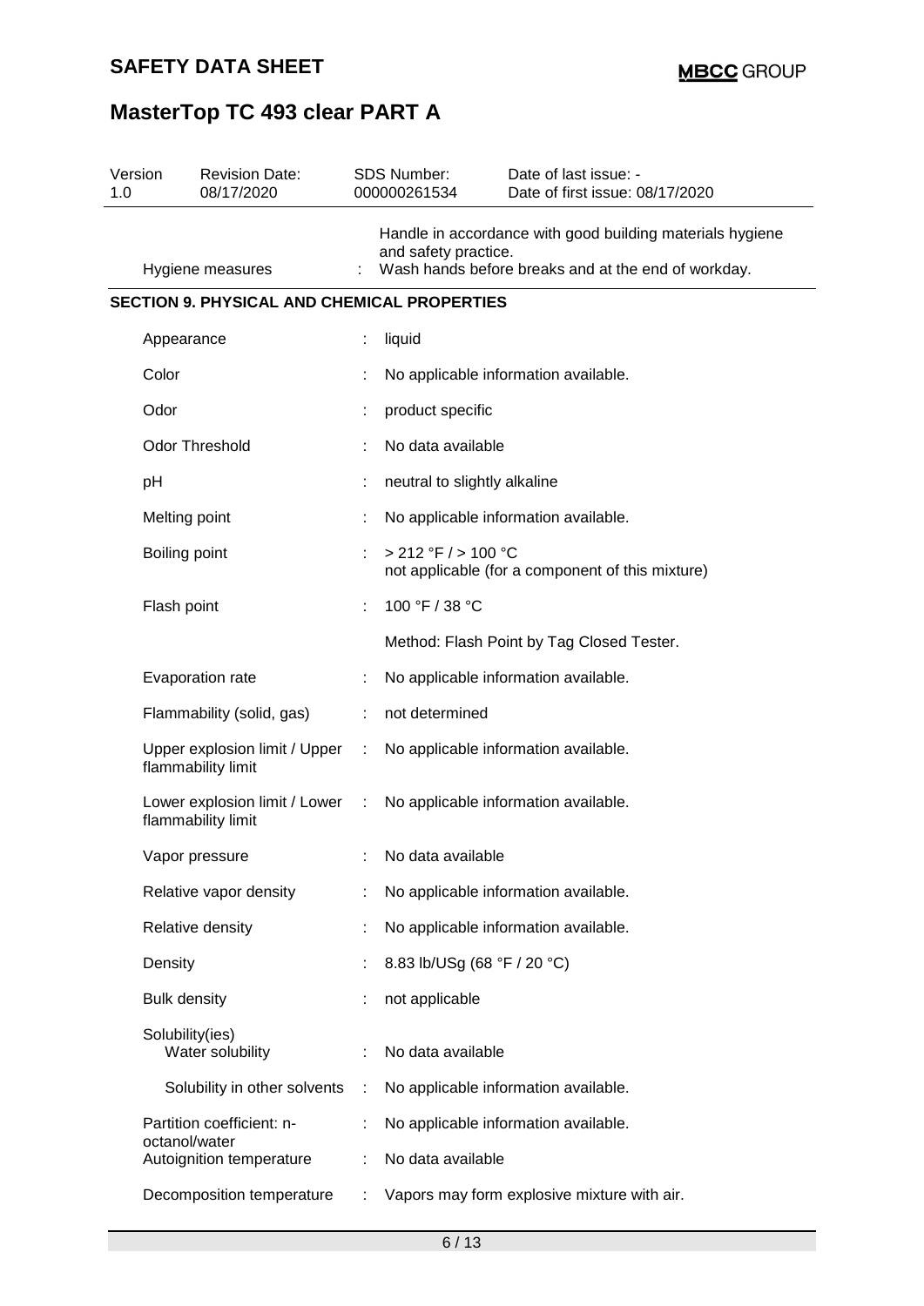# SAFETY DATA SHEET

# MasterTop TC 493 clear PART A

| Version | Revision Date: | SDS Number: | Date of last issue: - |
|---|---|---|---|
| 1.0 | 08/17/2020 | 000000261534 | Date of first issue: 08/17/2020 |

| | | |
|---|---|---|
| Hygiene measures | : | Handle in accordance with good building materials hygiene and safety practice.<br>Wash hands before breaks and at the end of workday. |

## SECTION 9. PHYSICAL AND CHEMICAL PROPERTIES

| | | |
|---|---|---|
| Appearance | : | liquid |
| Color | : | No applicable information available. |
| Odor | : | product specific |
| Odor Threshold | : | No data available |
| pH | : | neutral to slightly alkaline |
| Melting point | : | No applicable information available. |
| Boiling point | : | > 212 °F / > 100 °C<br>not applicable (for a component of this mixture) |
| Flash point | : | 100 °F / 38 °C<br><br>Method: Flash Point by Tag Closed Tester. |
| Evaporation rate | : | No applicable information available. |
| Flammability (solid, gas) | : | not determined |
| Upper explosion limit / Upper flammability limit | : | No applicable information available. |
| Lower explosion limit / Lower flammability limit | : | No applicable information available. |
| Vapor pressure | : | No data available |
| Relative vapor density | : | No applicable information available. |
| Relative density | : | No applicable information available. |
| Density | : | 8.83 lb/USg (68 °F / 20 °C) |
| Bulk density | : | not applicable |
| Solubility(ies)<br>Water solubility | : | No data available |
| Solubility in other solvents | : | No applicable information available. |
| Partition coefficient: n-octanol/water | : | No applicable information available. |
| Autoignition temperature | : | No data available |
| Decomposition temperature | : | Vapors may form explosive mixture with air. |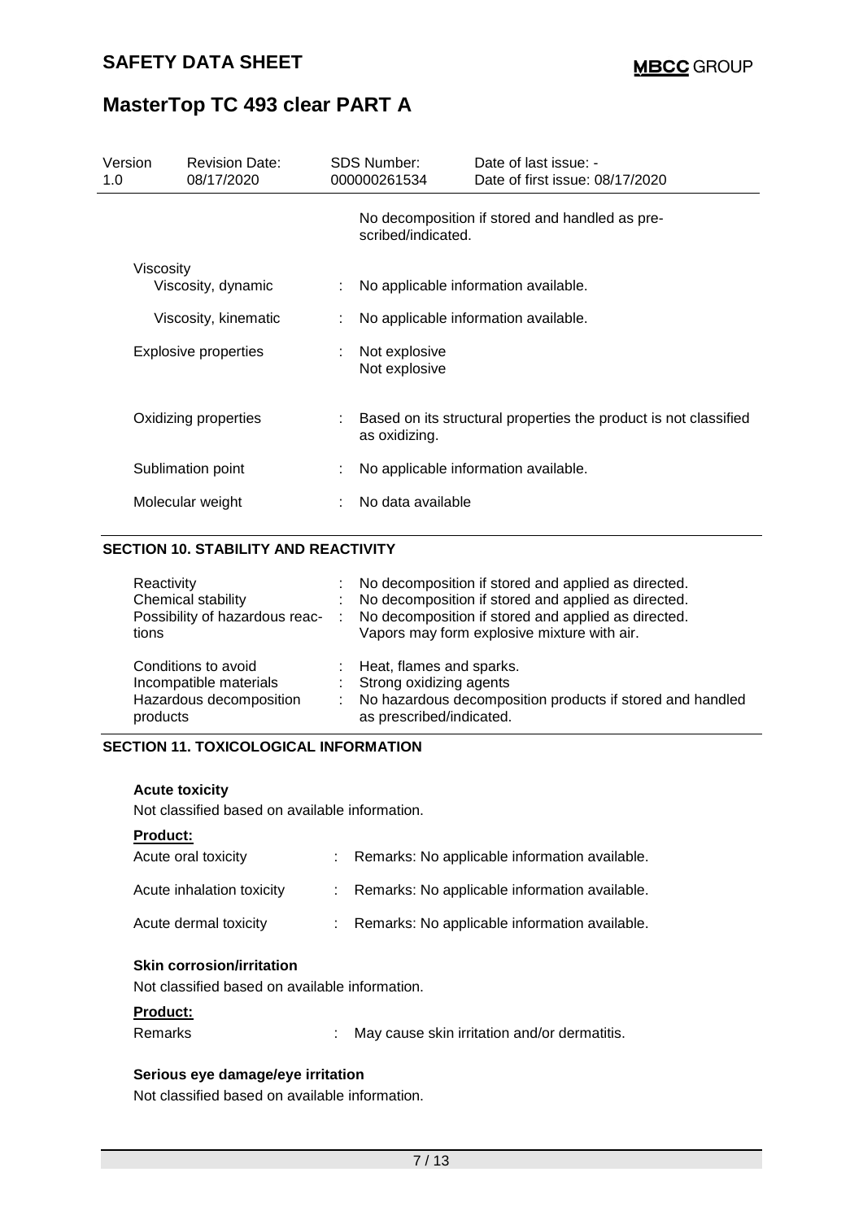| Version 1.0 | Revision Date: 08/17/2020 | SDS Number: 000000261534 | Date of last issue: - Date of first issue: 08/17/2020 |
|---|---|---|---|

No decomposition if stored and handled as prescribed/indicated.

| | | |
|---|---|---|
| Viscosity | | |
| Viscosity, dynamic | : | No applicable information available. |
| Viscosity, kinematic | : | No applicable information available. |
| Explosive properties | : | Not explosive<br>Not explosive |
| Oxidizing properties | : | Based on its structural properties the product is not classified as oxidizing. |
| Sublimation point | : | No applicable information available. |
| Molecular weight | : | No data available |

## SECTION 10. STABILITY AND REACTIVITY

| | | |
|---|---|---|
| Reactivity | : | No decomposition if stored and applied as directed. |
| Chemical stability | : | No decomposition if stored and applied as directed. |
| Possibility of hazardous reactions | : | No decomposition if stored and applied as directed.<br>Vapors may form explosive mixture with air. |
| Conditions to avoid | : | Heat, flames and sparks. |
| Incompatible materials | : | Strong oxidizing agents |
| Hazardous decomposition products | : | No hazardous decomposition products if stored and handled as prescribed/indicated. |

## SECTION 11. TOXICOLOGICAL INFORMATION

### Acute toxicity

Not classified based on available information.

**Product:**

| | | |
|---|---|---|
| Acute oral toxicity | : | Remarks: No applicable information available. |
| Acute inhalation toxicity | : | Remarks: No applicable information available. |
| Acute dermal toxicity | : | Remarks: No applicable information available. |

### Skin corrosion/irritation

Not classified based on available information.

**Product:**

| | | |
|---|---|---|
| Remarks | : | May cause skin irritation and/or dermatitis. |

### Serious eye damage/eye irritation

Not classified based on available information.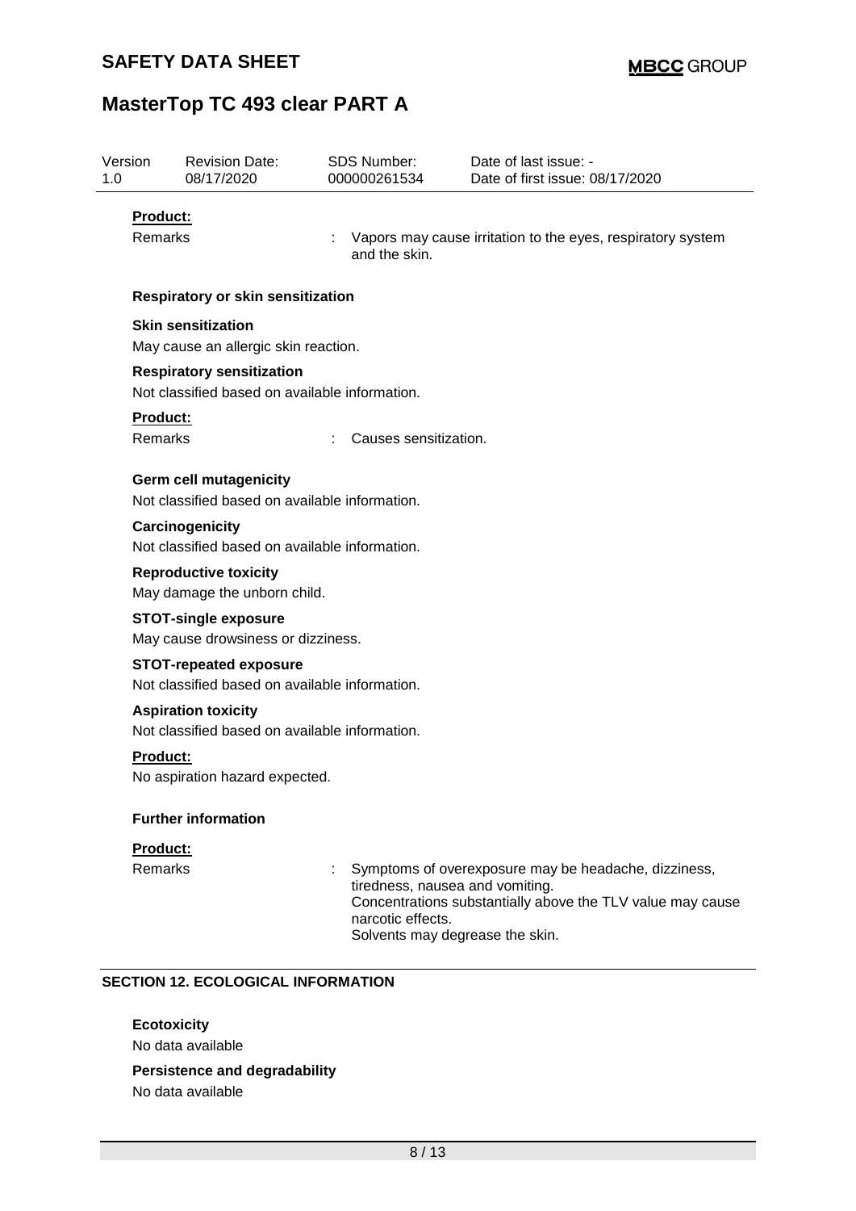**Product:**

Remarks : Vapors may cause irritation to the eyes, respiratory system and the skin.

**Respiratory or skin sensitization**

**Skin sensitization**

May cause an allergic skin reaction.

**Respiratory sensitization**

Not classified based on available information.

**Product:**

Remarks : Causes sensitization.

**Germ cell mutagenicity**

Not classified based on available information.

**Carcinogenicity**

Not classified based on available information.

**Reproductive toxicity**

May damage the unborn child.

**STOT-single exposure**

May cause drowsiness or dizziness.

**STOT-repeated exposure**

Not classified based on available information.

**Aspiration toxicity**

Not classified based on available information.

**Product:**

No aspiration hazard expected.

**Further information**

**Product:**

Remarks : Symptoms of overexposure may be headache, dizziness, tiredness, nausea and vomiting.
Concentrations substantially above the TLV value may cause narcotic effects.
Solvents may degrease the skin.

## SECTION 12. ECOLOGICAL INFORMATION

**Ecotoxicity**

No data available

**Persistence and degradability**

No data available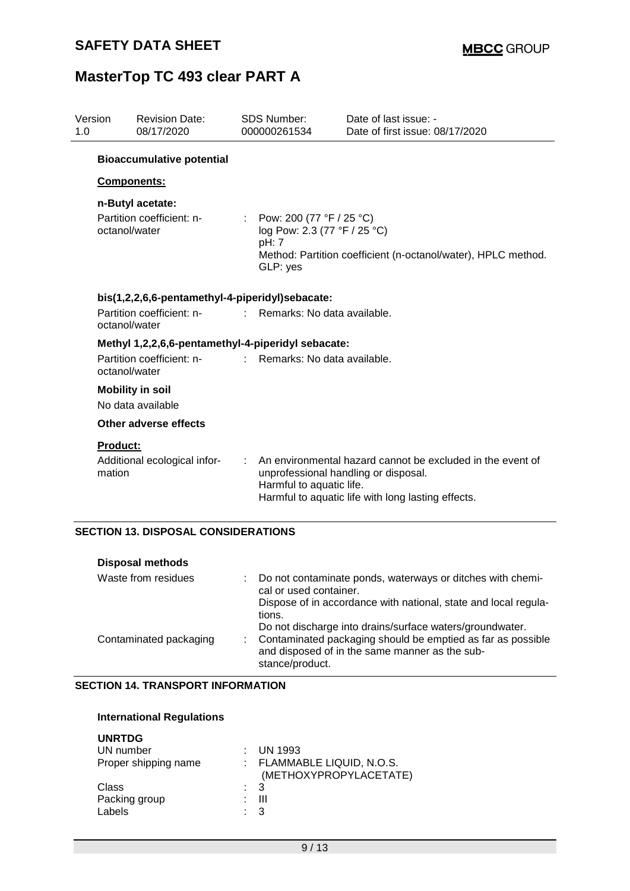| Version 1.0 | Revision Date: 08/17/2020 | SDS Number: 000000261534 | Date of last issue: - Date of first issue: 08/17/2020 |
|---|---|---|---|

**Bioaccumulative potential**

**Components:**

**n-Butyl acetate:**

Partition coefficient: n-octanol/water : Pow: 200 (77 °F / 25 °C)
log Pow: 2.3 (77 °F / 25 °C)
pH: 7
Method: Partition coefficient (n-octanol/water), HPLC method.
GLP: yes

**bis(1,2,2,6,6-pentamethyl-4-piperidyl)sebacate:**

Partition coefficient: n-octanol/water : Remarks: No data available.

**Methyl 1,2,2,6,6-pentamethyl-4-piperidyl sebacate:**

Partition coefficient: n-octanol/water : Remarks: No data available.

**Mobility in soil**

No data available

**Other adverse effects**

**Product:**

Additional ecological information : An environmental hazard cannot be excluded in the event of unprofessional handling or disposal.
Harmful to aquatic life.
Harmful to aquatic life with long lasting effects.

## SECTION 13. DISPOSAL CONSIDERATIONS

**Disposal methods**

Waste from residues : Do not contaminate ponds, waterways or ditches with chemical or used container.
Dispose of in accordance with national, state and local regulations.
Do not discharge into drains/surface waters/groundwater.

Contaminated packaging : Contaminated packaging should be emptied as far as possible and disposed of in the same manner as the substance/product.

## SECTION 14. TRANSPORT INFORMATION

**International Regulations**

**UNRTDG**

UN number : UN 1993
Proper shipping name : FLAMMABLE LIQUID, N.O.S. (METHOXYPROPYLACETATE)
Class : 3
Packing group : III
Labels : 3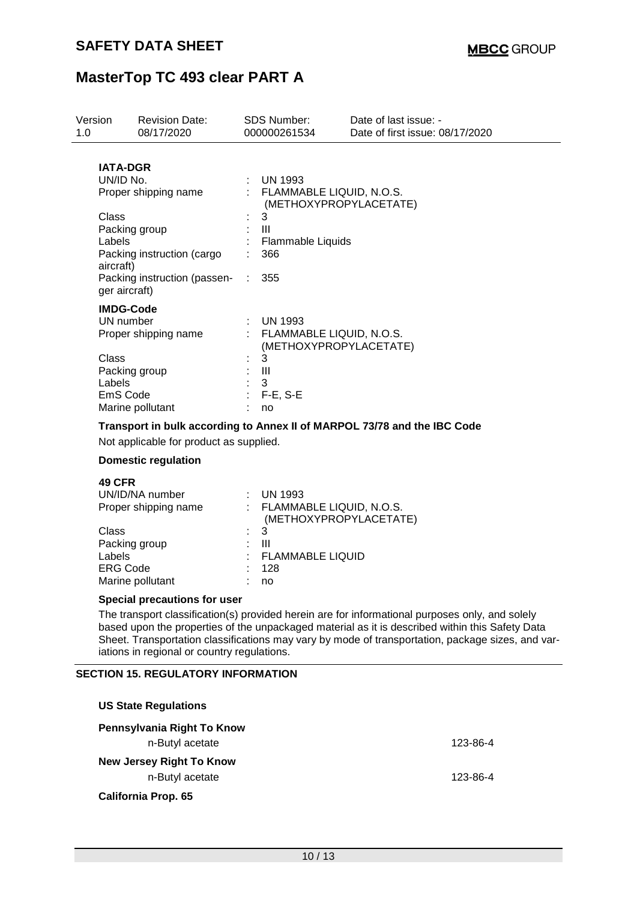**IATA-DGR**

| | | |
|---|---|---|
| UN/ID No. | : | UN 1993 |
| Proper shipping name | : | FLAMMABLE LIQUID, N.O.S. (METHOXYPROPYLACETATE) |
| Class | : | 3 |
| Packing group | : | III |
| Labels | : | Flammable Liquids |
| Packing instruction (cargo aircraft) | : | 366 |
| Packing instruction (passenger aircraft) | : | 355 |

**IMDG-Code**

| | | |
|---|---|---|
| UN number | : | UN 1993 |
| Proper shipping name | : | FLAMMABLE LIQUID, N.O.S. (METHOXYPROPYLACETATE) |
| Class | : | 3 |
| Packing group | : | III |
| Labels | : | 3 |
| EmS Code | : | F-E, S-E |
| Marine pollutant | : | no |

**Transport in bulk according to Annex II of MARPOL 73/78 and the IBC Code**

Not applicable for product as supplied.

**Domestic regulation**

**49 CFR**

| | | |
|---|---|---|
| UN/ID/NA number | : | UN 1993 |
| Proper shipping name | : | FLAMMABLE LIQUID, N.O.S. (METHOXYPROPYLACETATE) |
| Class | : | 3 |
| Packing group | : | III |
| Labels | : | FLAMMABLE LIQUID |
| ERG Code | : | 128 |
| Marine pollutant | : | no |

**Special precautions for user**

The transport classification(s) provided herein are for informational purposes only, and solely based upon the properties of the unpackaged material as it is described within this Safety Data Sheet. Transportation classifications may vary by mode of transportation, package sizes, and variations in regional or country regulations.

## SECTION 15. REGULATORY INFORMATION

**US State Regulations**

**Pennsylvania Right To Know**

| | |
|---|---|
| n-Butyl acetate | 123-86-4 |

**New Jersey Right To Know**

| | |
|---|---|
| n-Butyl acetate | 123-86-4 |

**California Prop. 65**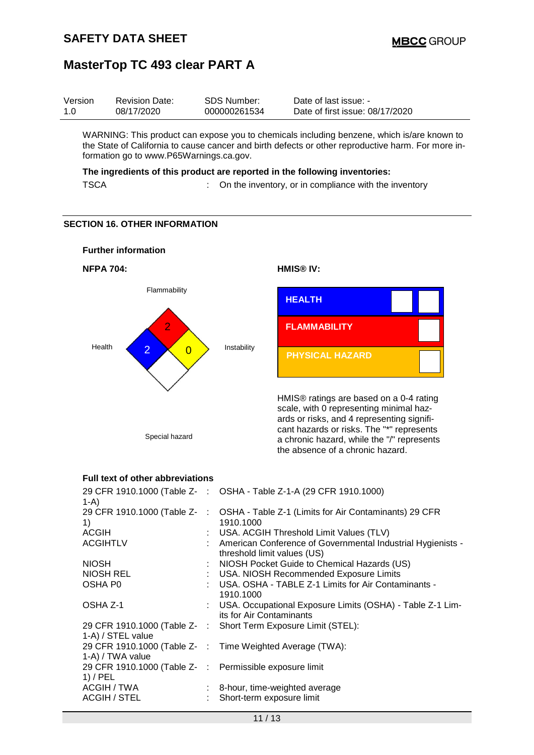WARNING: This product can expose you to chemicals including benzene, which is/are known to the State of California to cause cancer and birth defects or other reproductive harm. For more information go to www.P65Warnings.ca.gov.

**The ingredients of this product are reported in the following inventories:**

| | | |
|---|---|---|
| TSCA | : | On the inventory, or in compliance with the inventory |

## SECTION 16. OTHER INFORMATION

### Further information

**NFPA 704:**

Flammability: 2
Health: 2
Instability: 0
Special hazard:

**HMIS® IV:**

| | |
|---|---|
| HEALTH | |
| FLAMMABILITY | |
| PHYSICAL HAZARD | |

HMIS® ratings are based on a 0-4 rating scale, with 0 representing minimal hazards or risks, and 4 representing significant hazards or risks. The "*" represents a chronic hazard, while the "/" represents the absence of a chronic hazard.

### Full text of other abbreviations

| | | |
|---|---|---|
| 29 CFR 1910.1000 (Table Z-1-A) | : | OSHA - Table Z-1-A (29 CFR 1910.1000) |
| 29 CFR 1910.1000 (Table Z-1) | : | OSHA - Table Z-1 (Limits for Air Contaminants) 29 CFR 1910.1000 |
| ACGIH | : | USA. ACGIH Threshold Limit Values (TLV) |
| ACGIHTLV | : | American Conference of Governmental Industrial Hygienists - threshold limit values (US) |
| NIOSH | : | NIOSH Pocket Guide to Chemical Hazards (US) |
| NIOSH REL | : | USA. NIOSH Recommended Exposure Limits |
| OSHA P0 | : | USA. OSHA - TABLE Z-1 Limits for Air Contaminants - 1910.1000 |
| OSHA Z-1 | : | USA. Occupational Exposure Limits (OSHA) - Table Z-1 Limits for Air Contaminants |
| 29 CFR 1910.1000 (Table Z-1-A) / STEL value | : | Short Term Exposure Limit (STEL): |
| 29 CFR 1910.1000 (Table Z-1-A) / TWA value | : | Time Weighted Average (TWA): |
| 29 CFR 1910.1000 (Table Z-1) / PEL | : | Permissible exposure limit |
| ACGIH / TWA | : | 8-hour, time-weighted average |
| ACGIH / STEL | : | Short-term exposure limit |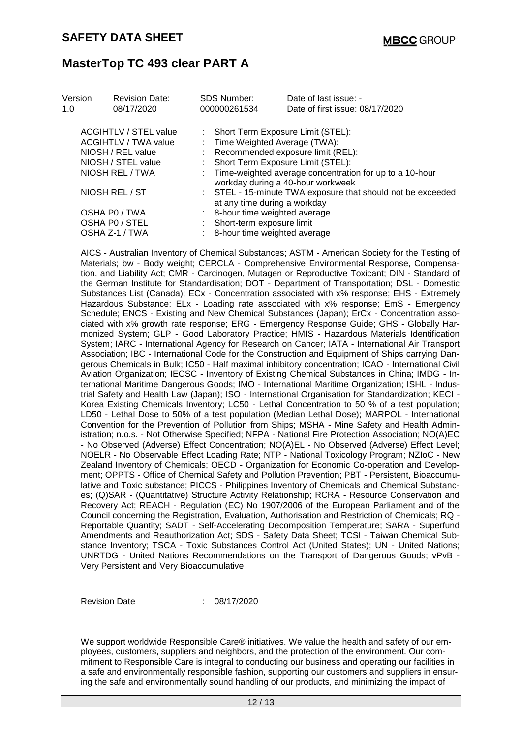| ACGIHTLV / STEL value | : | Short Term Exposure Limit (STEL): |
|---|---|---|
| ACGIHTLV / TWA value | : | Time Weighted Average (TWA): |
| NIOSH / REL value | : | Recommended exposure limit (REL): |
| NIOSH / STEL value | : | Short Term Exposure Limit (STEL): |
| NIOSH REL / TWA | : | Time-weighted average concentration for up to a 10-hour workday during a 40-hour workweek |
| NIOSH REL / ST | : | STEL - 15-minute TWA exposure that should not be exceeded at any time during a workday |
| OSHA P0 / TWA | : | 8-hour time weighted average |
| OSHA P0 / STEL | : | Short-term exposure limit |
| OSHA Z-1 / TWA | : | 8-hour time weighted average |

AICS - Australian Inventory of Chemical Substances; ASTM - American Society for the Testing of Materials; bw - Body weight; CERCLA - Comprehensive Environmental Response, Compensation, and Liability Act; CMR - Carcinogen, Mutagen or Reproductive Toxicant; DIN - Standard of the German Institute for Standardisation; DOT - Department of Transportation; DSL - Domestic Substances List (Canada); ECx - Concentration associated with x% response; EHS - Extremely Hazardous Substance; ELx - Loading rate associated with x% response; EmS - Emergency Schedule; ENCS - Existing and New Chemical Substances (Japan); ErCx - Concentration associated with x% growth rate response; ERG - Emergency Response Guide; GHS - Globally Harmonized System; GLP - Good Laboratory Practice; HMIS - Hazardous Materials Identification System; IARC - International Agency for Research on Cancer; IATA - International Air Transport Association; IBC - International Code for the Construction and Equipment of Ships carrying Dangerous Chemicals in Bulk; IC50 - Half maximal inhibitory concentration; ICAO - International Civil Aviation Organization; IECSC - Inventory of Existing Chemical Substances in China; IMDG - International Maritime Dangerous Goods; IMO - International Maritime Organization; ISHL - Industrial Safety and Health Law (Japan); ISO - International Organisation for Standardization; KECI - Korea Existing Chemicals Inventory; LC50 - Lethal Concentration to 50 % of a test population; LD50 - Lethal Dose to 50% of a test population (Median Lethal Dose); MARPOL - International Convention for the Prevention of Pollution from Ships; MSHA - Mine Safety and Health Administration; n.o.s. - Not Otherwise Specified; NFPA - National Fire Protection Association; NO(A)EC - No Observed (Adverse) Effect Concentration; NO(A)EL - No Observed (Adverse) Effect Level; NOELR - No Observable Effect Loading Rate; NTP - National Toxicology Program; NZIoC - New Zealand Inventory of Chemicals; OECD - Organization for Economic Co-operation and Development; OPPTS - Office of Chemical Safety and Pollution Prevention; PBT - Persistent, Bioaccumulative and Toxic substance; PICCS - Philippines Inventory of Chemicals and Chemical Substances; (Q)SAR - (Quantitative) Structure Activity Relationship; RCRA - Resource Conservation and Recovery Act; REACH - Regulation (EC) No 1907/2006 of the European Parliament and of the Council concerning the Registration, Evaluation, Authorisation and Restriction of Chemicals; RQ - Reportable Quantity; SADT - Self-Accelerating Decomposition Temperature; SARA - Superfund Amendments and Reauthorization Act; SDS - Safety Data Sheet; TCSI - Taiwan Chemical Substance Inventory; TSCA - Toxic Substances Control Act (United States); UN - United Nations; UNRTDG - United Nations Recommendations on the Transport of Dangerous Goods; vPvB - Very Persistent and Very Bioaccumulative

Revision Date : 08/17/2020

We support worldwide Responsible Care® initiatives. We value the health and safety of our employees, customers, suppliers and neighbors, and the protection of the environment. Our commitment to Responsible Care is integral to conducting our business and operating our facilities in a safe and environmentally responsible fashion, supporting our customers and suppliers in ensuring the safe and environmentally sound handling of our products, and minimizing the impact of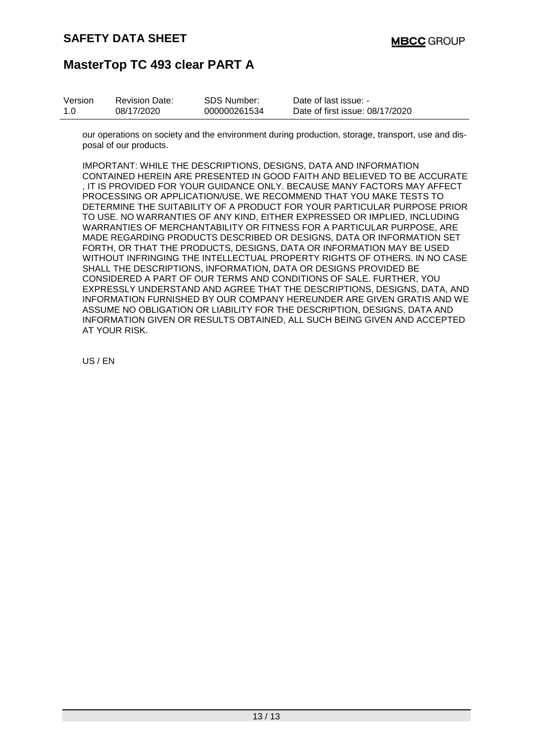our operations on society and the environment during production, storage, transport, use and disposal of our products.

IMPORTANT: WHILE THE DESCRIPTIONS, DESIGNS, DATA AND INFORMATION CONTAINED HEREIN ARE PRESENTED IN GOOD FAITH AND BELIEVED TO BE ACCURATE , IT IS PROVIDED FOR YOUR GUIDANCE ONLY. BECAUSE MANY FACTORS MAY AFFECT PROCESSING OR APPLICATION/USE, WE RECOMMEND THAT YOU MAKE TESTS TO DETERMINE THE SUITABILITY OF A PRODUCT FOR YOUR PARTICULAR PURPOSE PRIOR TO USE. NO WARRANTIES OF ANY KIND, EITHER EXPRESSED OR IMPLIED, INCLUDING WARRANTIES OF MERCHANTABILITY OR FITNESS FOR A PARTICULAR PURPOSE, ARE MADE REGARDING PRODUCTS DESCRIBED OR DESIGNS, DATA OR INFORMATION SET FORTH, OR THAT THE PRODUCTS, DESIGNS, DATA OR INFORMATION MAY BE USED WITHOUT INFRINGING THE INTELLECTUAL PROPERTY RIGHTS OF OTHERS. IN NO CASE SHALL THE DESCRIPTIONS, INFORMATION, DATA OR DESIGNS PROVIDED BE CONSIDERED A PART OF OUR TERMS AND CONDITIONS OF SALE. FURTHER, YOU EXPRESSLY UNDERSTAND AND AGREE THAT THE DESCRIPTIONS, DESIGNS, DATA, AND INFORMATION FURNISHED BY OUR COMPANY HEREUNDER ARE GIVEN GRATIS AND WE ASSUME NO OBLIGATION OR LIABILITY FOR THE DESCRIPTION, DESIGNS, DATA AND INFORMATION GIVEN OR RESULTS OBTAINED, ALL SUCH BEING GIVEN AND ACCEPTED AT YOUR RISK.

US / EN